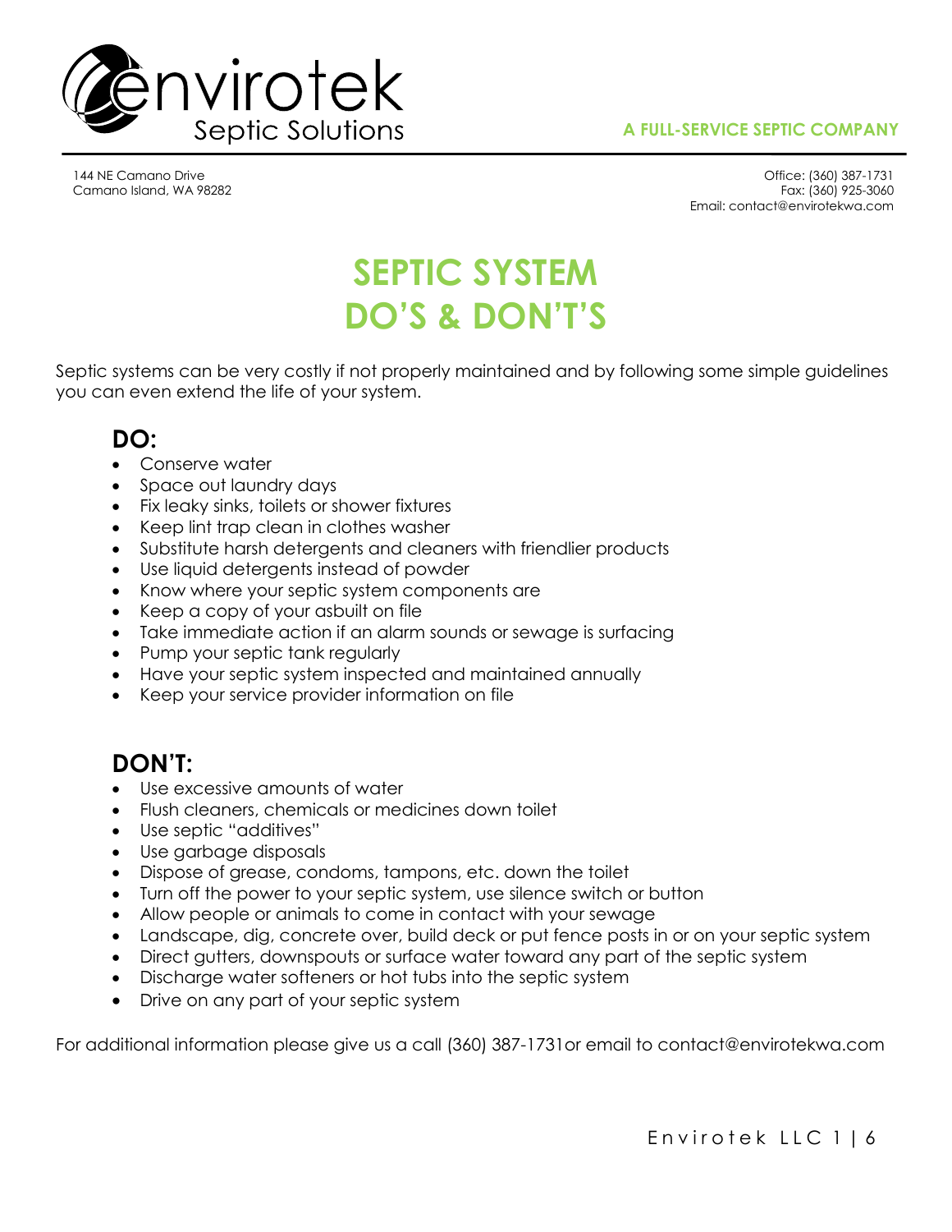envirotek
Septic Solutions

**A FULL-SERVICE SEPTIC COMPANY**

144 NE Camano Drive
Camano Island, WA 98282

Office: (360) 387-1731
Fax: (360) 925-3060
Email: contact@envirotekwa.com

# SEPTIC SYSTEM DO'S & DON'T'S

Septic systems can be very costly if not properly maintained and by following some simple guidelines you can even extend the life of your system.

## DO:

- Conserve water
- Space out laundry days
- Fix leaky sinks, toilets or shower fixtures
- Keep lint trap clean in clothes washer
- Substitute harsh detergents and cleaners with friendlier products
- Use liquid detergents instead of powder
- Know where your septic system components are
- Keep a copy of your asbuilt on file
- Take immediate action if an alarm sounds or sewage is surfacing
- Pump your septic tank regularly
- Have your septic system inspected and maintained annually
- Keep your service provider information on file

## DON'T:

- Use excessive amounts of water
- Flush cleaners, chemicals or medicines down toilet
- Use septic "additives"
- Use garbage disposals
- Dispose of grease, condoms, tampons, etc. down the toilet
- Turn off the power to your septic system, use silence switch or button
- Allow people or animals to come in contact with your sewage
- Landscape, dig, concrete over, build deck or put fence posts in or on your septic system
- Direct gutters, downspouts or surface water toward any part of the septic system
- Discharge water softeners or hot tubs into the septic system
- Drive on any part of your septic system

For additional information please give us a call (360) 387-1731or email to contact@envirotekwa.com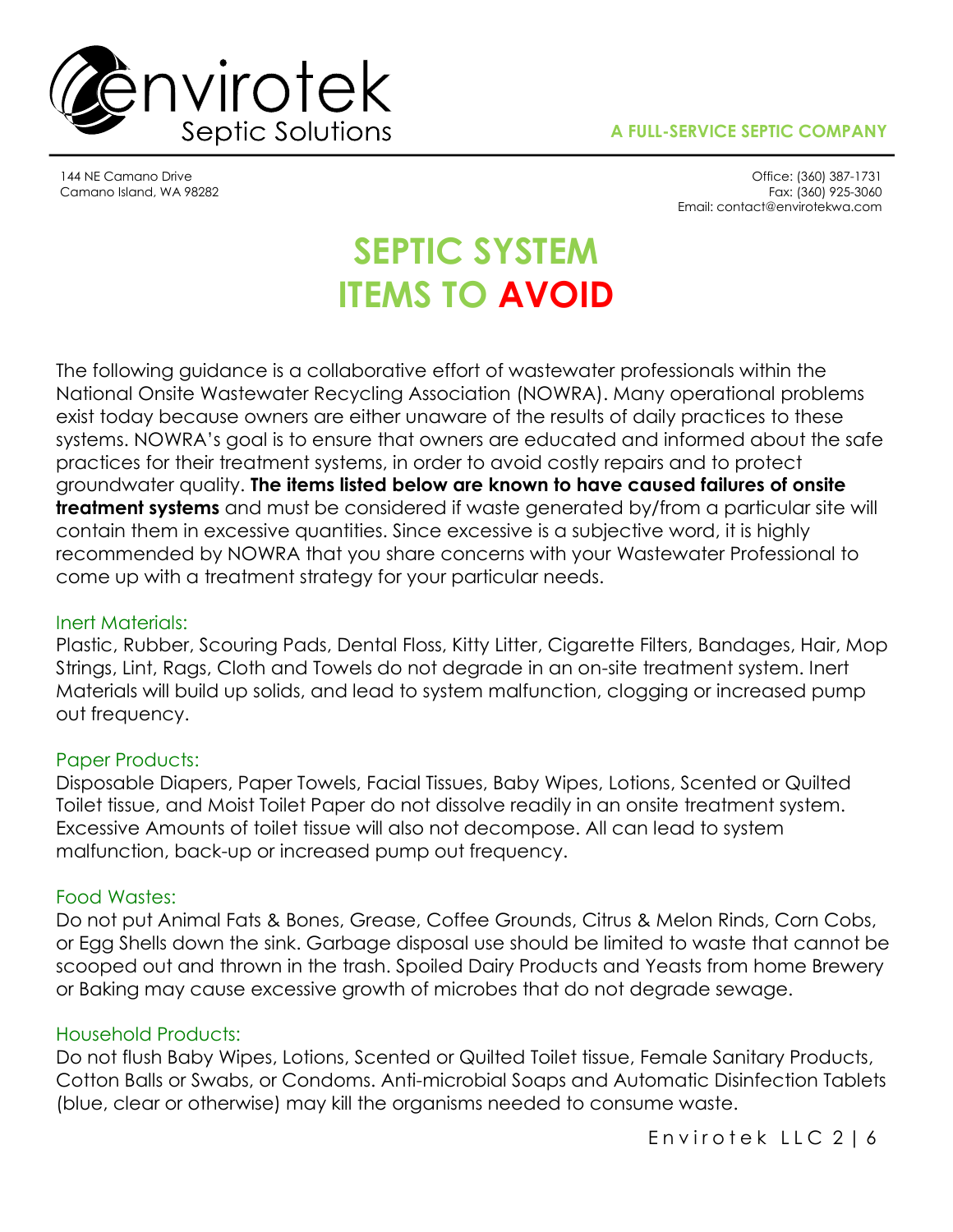envirotek Septic Solutions

**A FULL-SERVICE SEPTIC COMPANY**

144 NE Camano Drive
Camano Island, WA 98282

Office: (360) 387-1731
Fax: (360) 925-3060
Email: contact@envirotekwa.com

# SEPTIC SYSTEM ITEMS TO AVOID

The following guidance is a collaborative effort of wastewater professionals within the National Onsite Wastewater Recycling Association (NOWRA). Many operational problems exist today because owners are either unaware of the results of daily practices to these systems. NOWRA's goal is to ensure that owners are educated and informed about the safe practices for their treatment systems, in order to avoid costly repairs and to protect groundwater quality. **The items listed below are known to have caused failures of onsite treatment systems** and must be considered if waste generated by/from a particular site will contain them in excessive quantities. Since excessive is a subjective word, it is highly recommended by NOWRA that you share concerns with your Wastewater Professional to come up with a treatment strategy for your particular needs.

### Inert Materials:

Plastic, Rubber, Scouring Pads, Dental Floss, Kitty Litter, Cigarette Filters, Bandages, Hair, Mop Strings, Lint, Rags, Cloth and Towels do not degrade in an on-site treatment system. Inert Materials will build up solids, and lead to system malfunction, clogging or increased pump out frequency.

### Paper Products:

Disposable Diapers, Paper Towels, Facial Tissues, Baby Wipes, Lotions, Scented or Quilted Toilet tissue, and Moist Toilet Paper do not dissolve readily in an onsite treatment system. Excessive Amounts of toilet tissue will also not decompose. All can lead to system malfunction, back-up or increased pump out frequency.

### Food Wastes:

Do not put Animal Fats & Bones, Grease, Coffee Grounds, Citrus & Melon Rinds, Corn Cobs, or Egg Shells down the sink. Garbage disposal use should be limited to waste that cannot be scooped out and thrown in the trash. Spoiled Dairy Products and Yeasts from home Brewery or Baking may cause excessive growth of microbes that do not degrade sewage.

### Household Products:

Do not flush Baby Wipes, Lotions, Scented or Quilted Toilet tissue, Female Sanitary Products, Cotton Balls or Swabs, or Condoms. Anti-microbial Soaps and Automatic Disinfection Tablets (blue, clear or otherwise) may kill the organisms needed to consume waste.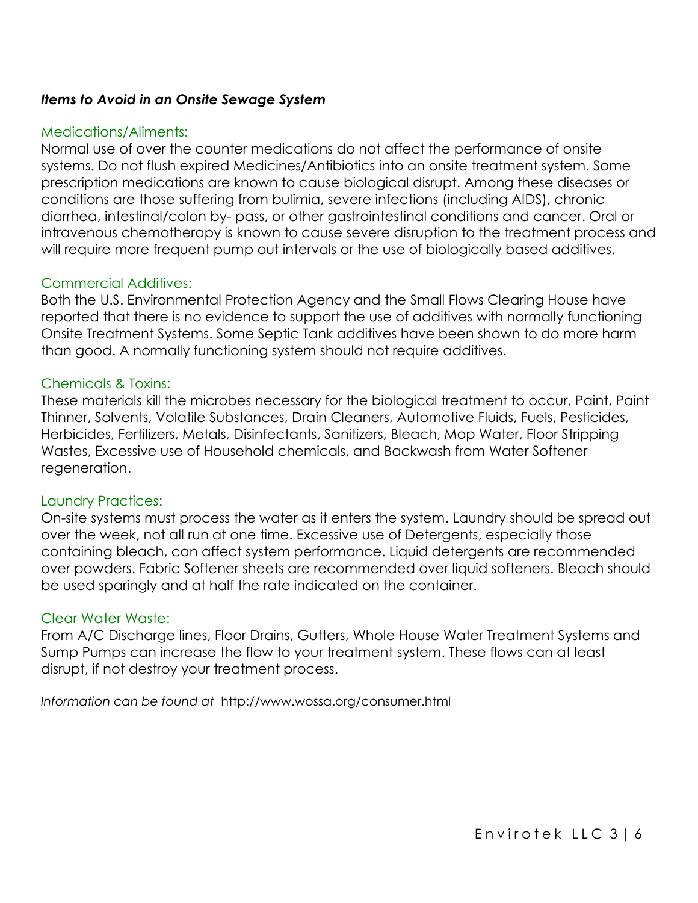***Items to Avoid in an Onsite Sewage System***

### Medications/Aliments:

Normal use of over the counter medications do not affect the performance of onsite systems. Do not flush expired Medicines/Antibiotics into an onsite treatment system. Some prescription medications are known to cause biological disrupt. Among these diseases or conditions are those suffering from bulimia, severe infections (including AIDS), chronic diarrhea, intestinal/colon by- pass, or other gastrointestinal conditions and cancer. Oral or intravenous chemotherapy is known to cause severe disruption to the treatment process and will require more frequent pump out intervals or the use of biologically based additives.

### Commercial Additives:

Both the U.S. Environmental Protection Agency and the Small Flows Clearing House have reported that there is no evidence to support the use of additives with normally functioning Onsite Treatment Systems. Some Septic Tank additives have been shown to do more harm than good. A normally functioning system should not require additives.

### Chemicals & Toxins:

These materials kill the microbes necessary for the biological treatment to occur. Paint, Paint Thinner, Solvents, Volatile Substances, Drain Cleaners, Automotive Fluids, Fuels, Pesticides, Herbicides, Fertilizers, Metals, Disinfectants, Sanitizers, Bleach, Mop Water, Floor Stripping Wastes, Excessive use of Household chemicals, and Backwash from Water Softener regeneration.

### Laundry Practices:

On-site systems must process the water as it enters the system. Laundry should be spread out over the week, not all run at one time. Excessive use of Detergents, especially those containing bleach, can affect system performance. Liquid detergents are recommended over powders. Fabric Softener sheets are recommended over liquid softeners. Bleach should be used sparingly and at half the rate indicated on the container.

### Clear Water Waste:

From A/C Discharge lines, Floor Drains, Gutters, Whole House Water Treatment Systems and Sump Pumps can increase the flow to your treatment system. These flows can at least disrupt, if not destroy your treatment process.

*Information can be found at* http://www.wossa.org/consumer.html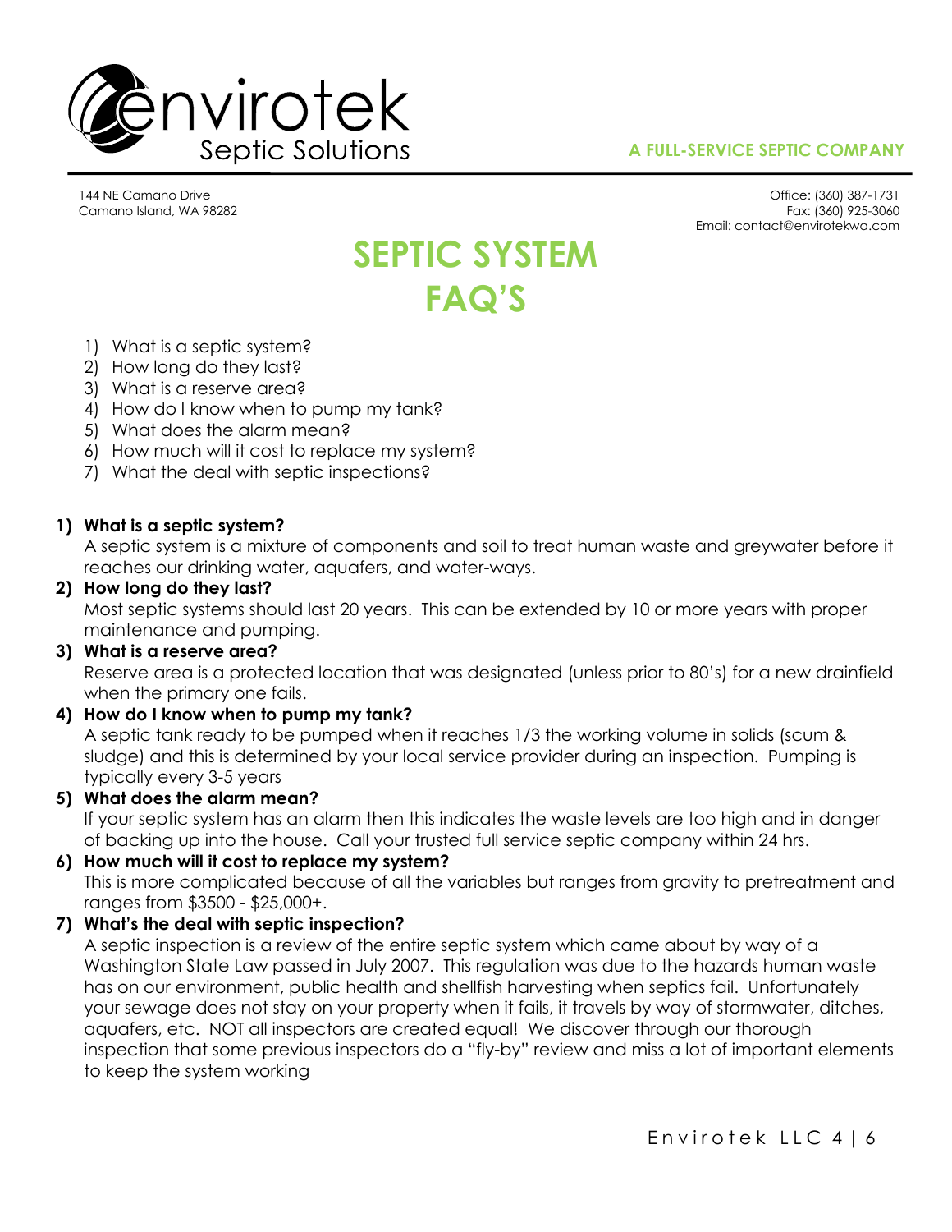envirotek
Septic Solutions

**A FULL-SERVICE SEPTIC COMPANY**

144 NE Camano Drive
Camano Island, WA 98282

Office: (360) 387-1731
Fax: (360) 925-3060
Email: contact@envirotekwa.com

# SEPTIC SYSTEM FAQ'S

1) What is a septic system?
2) How long do they last?
3) What is a reserve area?
4) How do I know when to pump my tank?
5) What does the alarm mean?
6) How much will it cost to replace my system?
7) What the deal with septic inspections?

**1) What is a septic system?**
A septic system is a mixture of components and soil to treat human waste and greywater before it reaches our drinking water, aquafers, and water-ways.

**2) How long do they last?**
Most septic systems should last 20 years. This can be extended by 10 or more years with proper maintenance and pumping.

**3) What is a reserve area?**
Reserve area is a protected location that was designated (unless prior to 80's) for a new drainfield when the primary one fails.

**4) How do I know when to pump my tank?**
A septic tank ready to be pumped when it reaches 1/3 the working volume in solids (scum & sludge) and this is determined by your local service provider during an inspection. Pumping is typically every 3-5 years

**5) What does the alarm mean?**
If your septic system has an alarm then this indicates the waste levels are too high and in danger of backing up into the house. Call your trusted full service septic company within 24 hrs.

**6) How much will it cost to replace my system?**
This is more complicated because of all the variables but ranges from gravity to pretreatment and ranges from $3500 - $25,000+.

**7) What's the deal with septic inspection?**
A septic inspection is a review of the entire septic system which came about by way of a Washington State Law passed in July 2007. This regulation was due to the hazards human waste has on our environment, public health and shellfish harvesting when septics fail. Unfortunately your sewage does not stay on your property when it fails, it travels by way of stormwater, ditches, aquafers, etc. NOT all inspectors are created equal! We discover through our thorough inspection that some previous inspectors do a "fly-by" review and miss a lot of important elements to keep the system working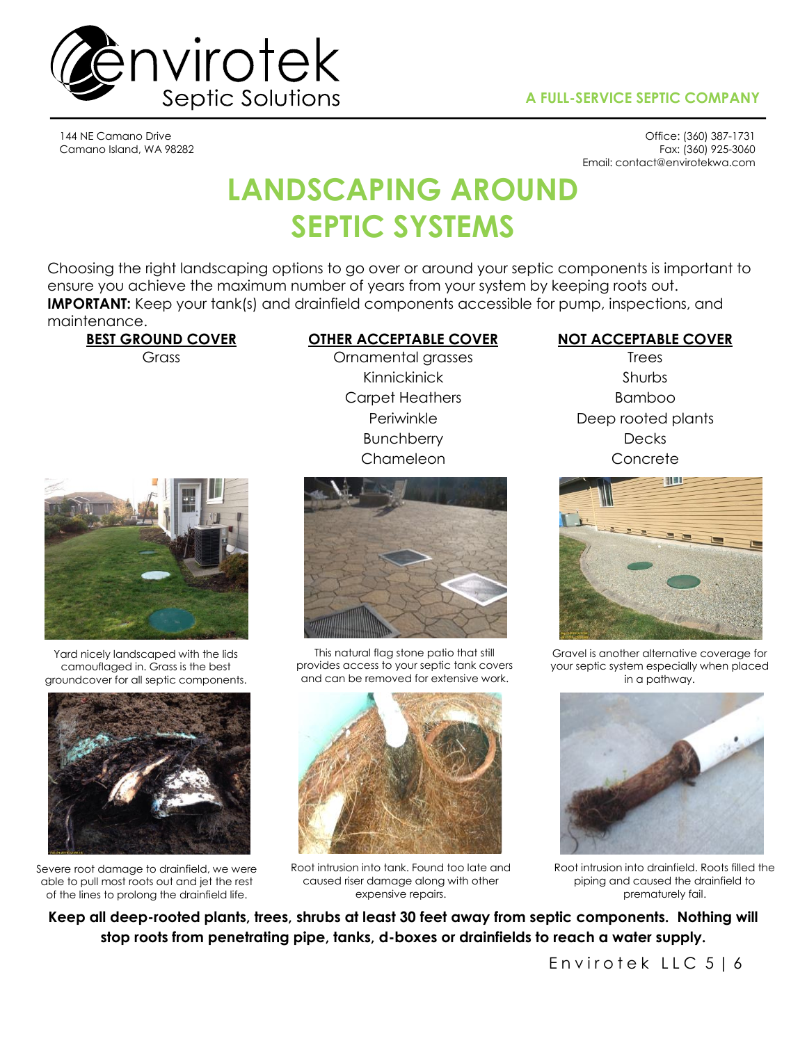# envirotek Septic Solutions

**A FULL-SERVICE SEPTIC COMPANY**

144 NE Camano Drive
Camano Island, WA 98282

Office: (360) 387-1731
Fax: (360) 925-3060
Email: contact@envirotekwa.com

# LANDSCAPING AROUND SEPTIC SYSTEMS

Choosing the right landscaping options to go over or around your septic components is important to ensure you achieve the maximum number of years from your system by keeping roots out.
**IMPORTANT:** Keep your tank(s) and drainfield components accessible for pump, inspections, and maintenance.

| BEST GROUND COVER | OTHER ACCEPTABLE COVER | NOT ACCEPTABLE COVER |
|---|---|---|
| Grass | Ornamental grasses | Trees |
| | Kinnickinick | Shurbs |
| | Carpet Heathers | Bamboo |
| | Periwinkle | Deep rooted plants |
| | Bunchberry | Decks |
| | Chameleon | Concrete |

Yard nicely landscaped with the lids camouflaged in. Grass is the best groundcover for all septic components.

This natural flag stone patio that still provides access to your septic tank covers and can be removed for extensive work.

Gravel is another alternative coverage for your septic system especially when placed in a pathway.

Severe root damage to drainfield, we were able to pull most roots out and jet the rest of the lines to prolong the drainfield life.

Root intrusion into tank. Found too late and caused riser damage along with other expensive repairs.

Root intrusion into drainfield. Roots filled the piping and caused the drainfield to prematurely fail.

**Keep all deep-rooted plants, trees, shrubs at least 30 feet away from septic components. Nothing will stop roots from penetrating pipe, tanks, d-boxes or drainfields to reach a water supply.**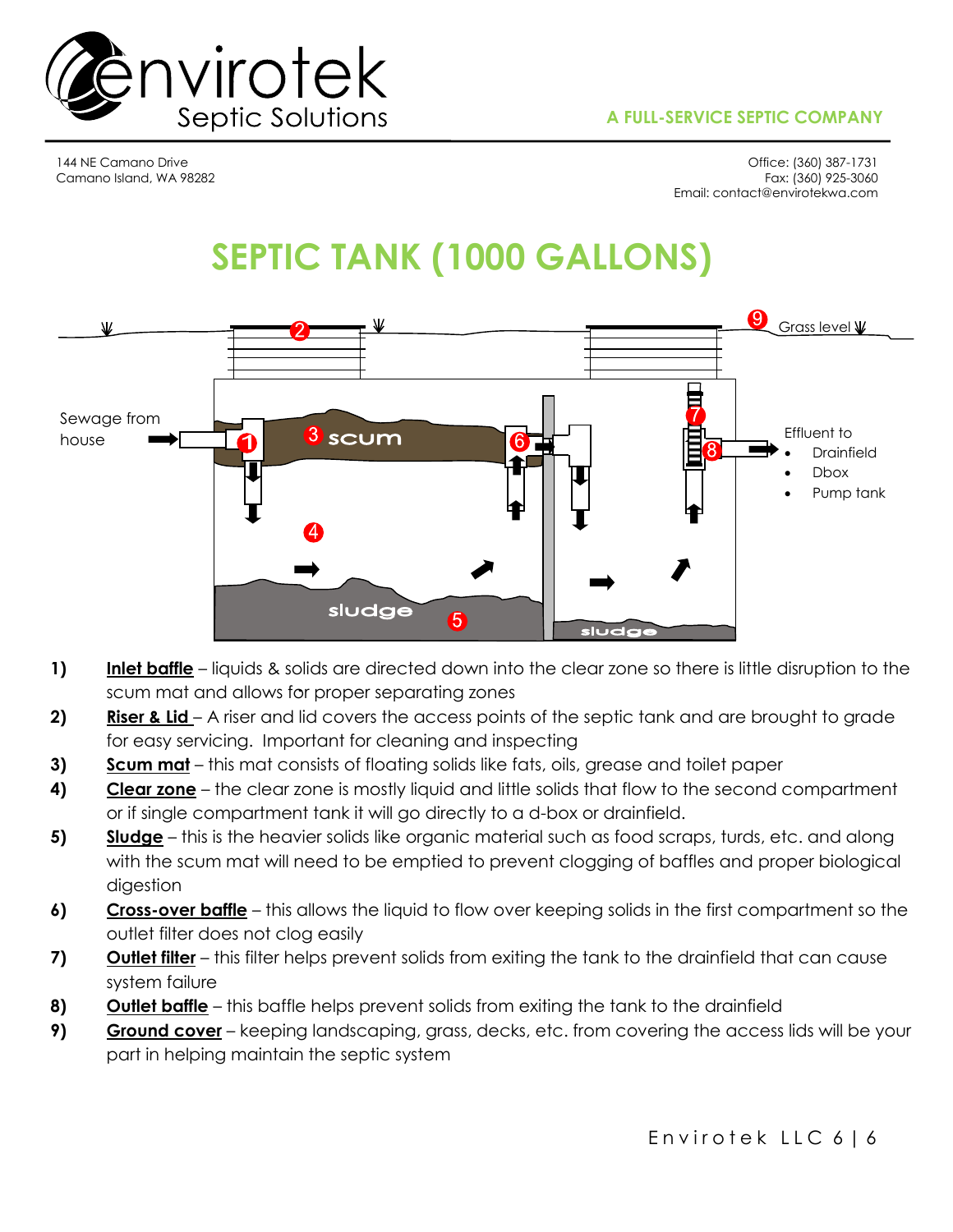envirotek
Septic Solutions

A FULL-SERVICE SEPTIC COMPANY

144 NE Camano Drive
Camano Island, WA 98282

Office: (360) 387-1731
Fax: (360) 925-3060
Email: contact@envirotekwa.com

# SEPTIC TANK (1000 GALLONS)

Sewage from house

1
2
3 scum
4
5 sludge
6
7
8
9 Grass level

sludge

Effluent to
- Drainfield
- Dbox
- Pump tank

1) **Inlet baffle** – liquids & solids are directed down into the clear zone so there is little disruption to the scum mat and allows for proper separating zones
2) **Riser & Lid** – A riser and lid covers the access points of the septic tank and are brought to grade for easy servicing. Important for cleaning and inspecting
3) **Scum mat** – this mat consists of floating solids like fats, oils, grease and toilet paper
4) **Clear zone** – the clear zone is mostly liquid and little solids that flow to the second compartment or if single compartment tank it will go directly to a d-box or drainfield.
5) **Sludge** – this is the heavier solids like organic material such as food scraps, turds, etc. and along with the scum mat will need to be emptied to prevent clogging of baffles and proper biological digestion
6) **Cross-over baffle** – this allows the liquid to flow over keeping solids in the first compartment so the outlet filter does not clog easily
7) **Outlet filter** – this filter helps prevent solids from exiting the tank to the drainfield that can cause system failure
8) **Outlet baffle** – this baffle helps prevent solids from exiting the tank to the drainfield
9) **Ground cover** – keeping landscaping, grass, decks, etc. from covering the access lids will be your part in helping maintain the septic system